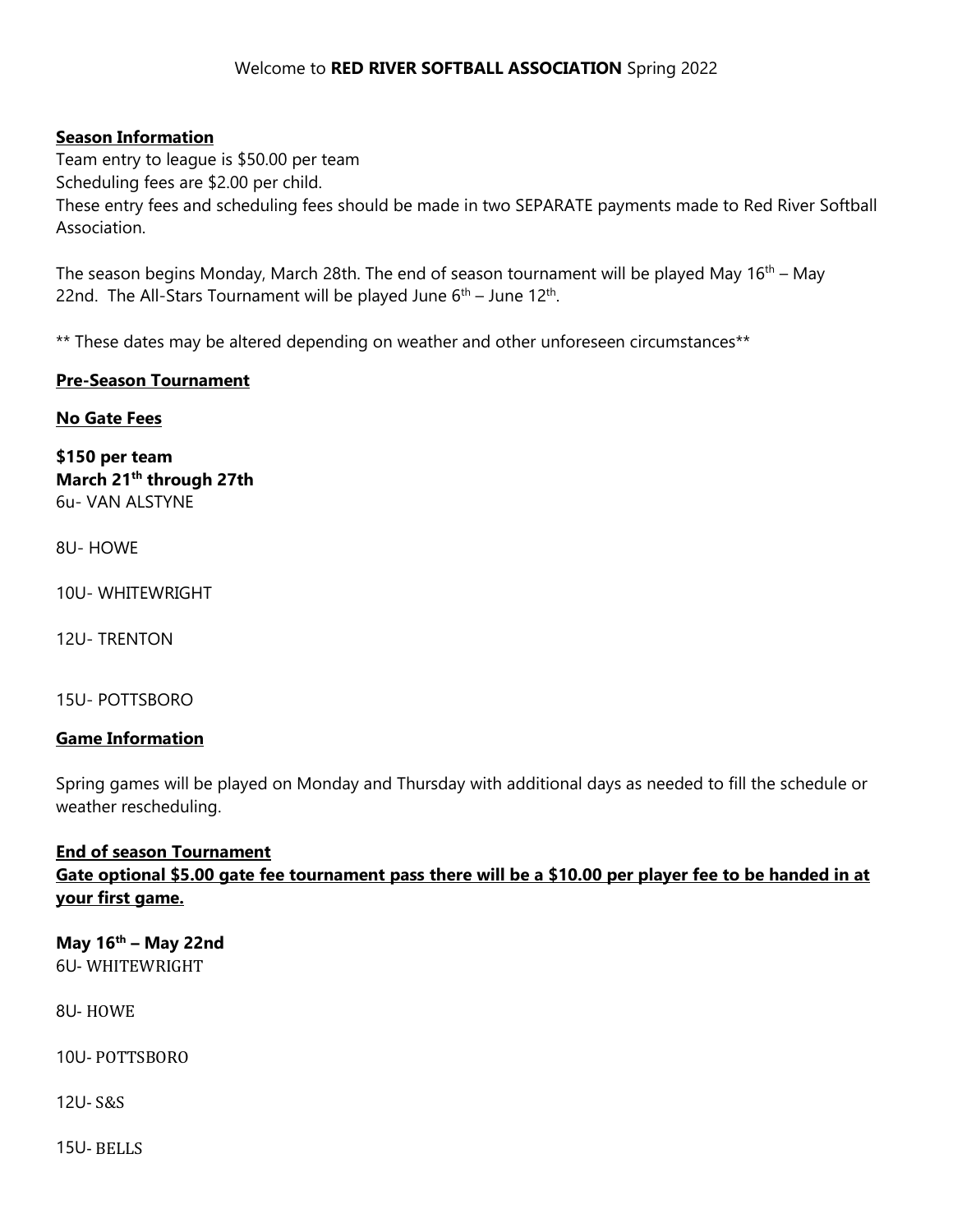Welcome to **RED RIVER SOFTBALL ASSOCIATION** Spring 2022

**Season Information**

Team entry to league is $50.00 per team
Scheduling fees are $2.00 per child.
These entry fees and scheduling fees should be made in two SEPARATE payments made to Red River Softball Association.

The season begins Monday, March 28th. The end of season tournament will be played May 16th – May 22nd. The All-Stars Tournament will be played June 6th – June 12th.

** These dates may be altered depending on weather and other unforeseen circumstances**

**Pre-Season Tournament**

**No Gate Fees**

**$150 per team**
**March 21th through 27th**
6u- VAN ALSTYNE

8U- HOWE

10U- WHITEWRIGHT

12U- TRENTON

15U- POTTSBORO

**Game Information**

Spring games will be played on Monday and Thursday with additional days as needed to fill the schedule or weather rescheduling.

**End of season Tournament**
**Gate optional $5.00 gate fee tournament pass there will be a $10.00 per player fee to be handed in at your first game.**

**May 16th – May 22nd**
6U- WHITEWRIGHT

8U- HOWE

10U- POTTSBORO

12U- S&S

15U- BELLS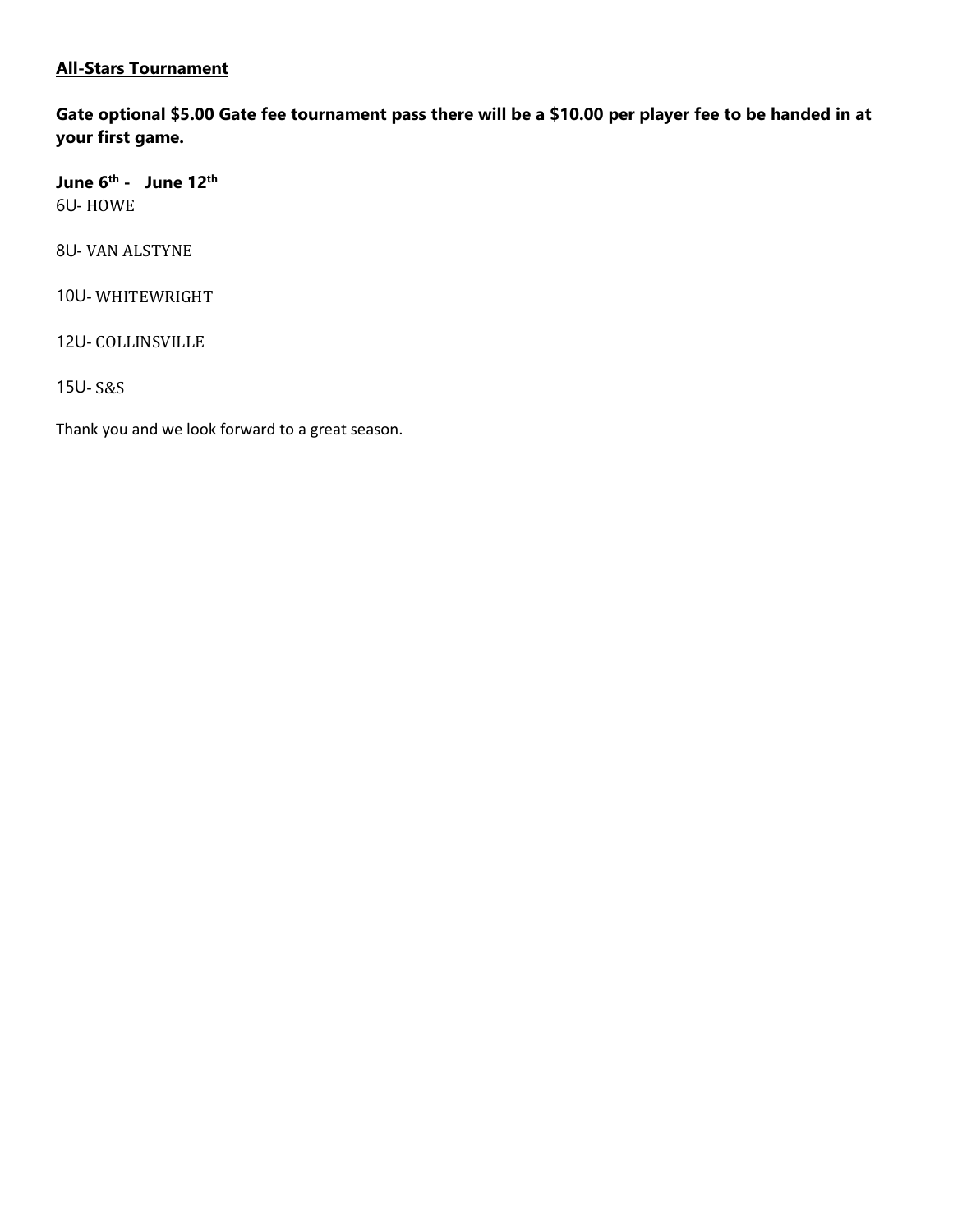**All-Stars Tournament**

**Gate optional $5.00 Gate fee tournament pass there will be a $10.00 per player fee to be handed in at your first game.**

**June 6th - June 12th**

6U- HOWE

8U- VAN ALSTYNE

10U- WHITEWRIGHT

12U- COLLINSVILLE

15U- S&S

Thank you and we look forward to a great season.